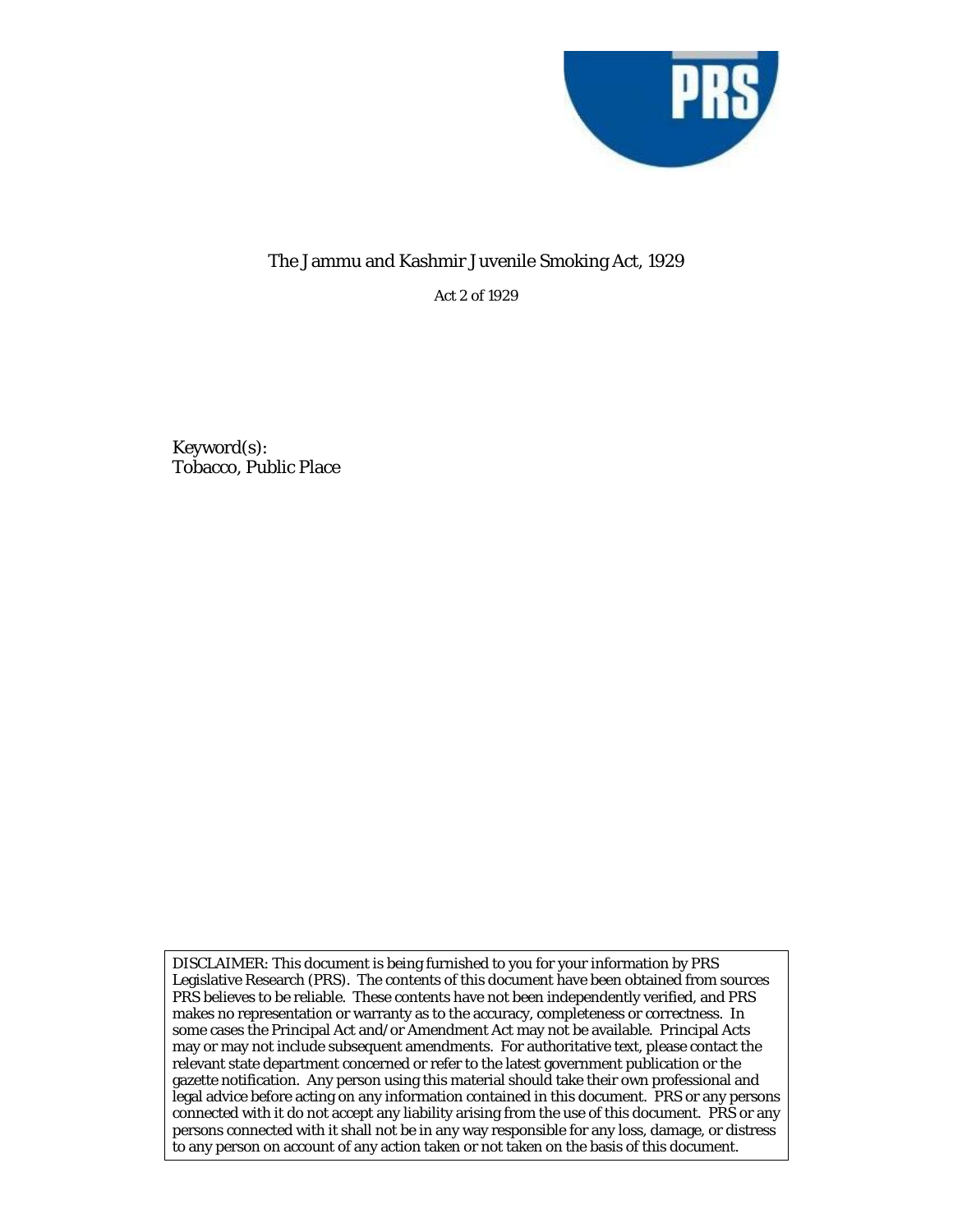# The Jammu and Kashmir Juvenile Smoking Act, 1929

Act 2 of 1929

Keyword(s):
Tobacco, Public Place

DISCLAIMER: This document is being furnished to you for your information by PRS Legislative Research (PRS). The contents of this document have been obtained from sources PRS believes to be reliable. These contents have not been independently verified, and PRS makes no representation or warranty as to the accuracy, completeness or correctness. In some cases the Principal Act and/or Amendment Act may not be available. Principal Acts may or may not include subsequent amendments. For authoritative text, please contact the relevant state department concerned or refer to the latest government publication or the gazette notification. Any person using this material should take their own professional and legal advice before acting on any information contained in this document. PRS or any persons connected with it do not accept any liability arising from the use of this document. PRS or any persons connected with it shall not be in any way responsible for any loss, damage, or distress to any person on account of any action taken or not taken on the basis of this document.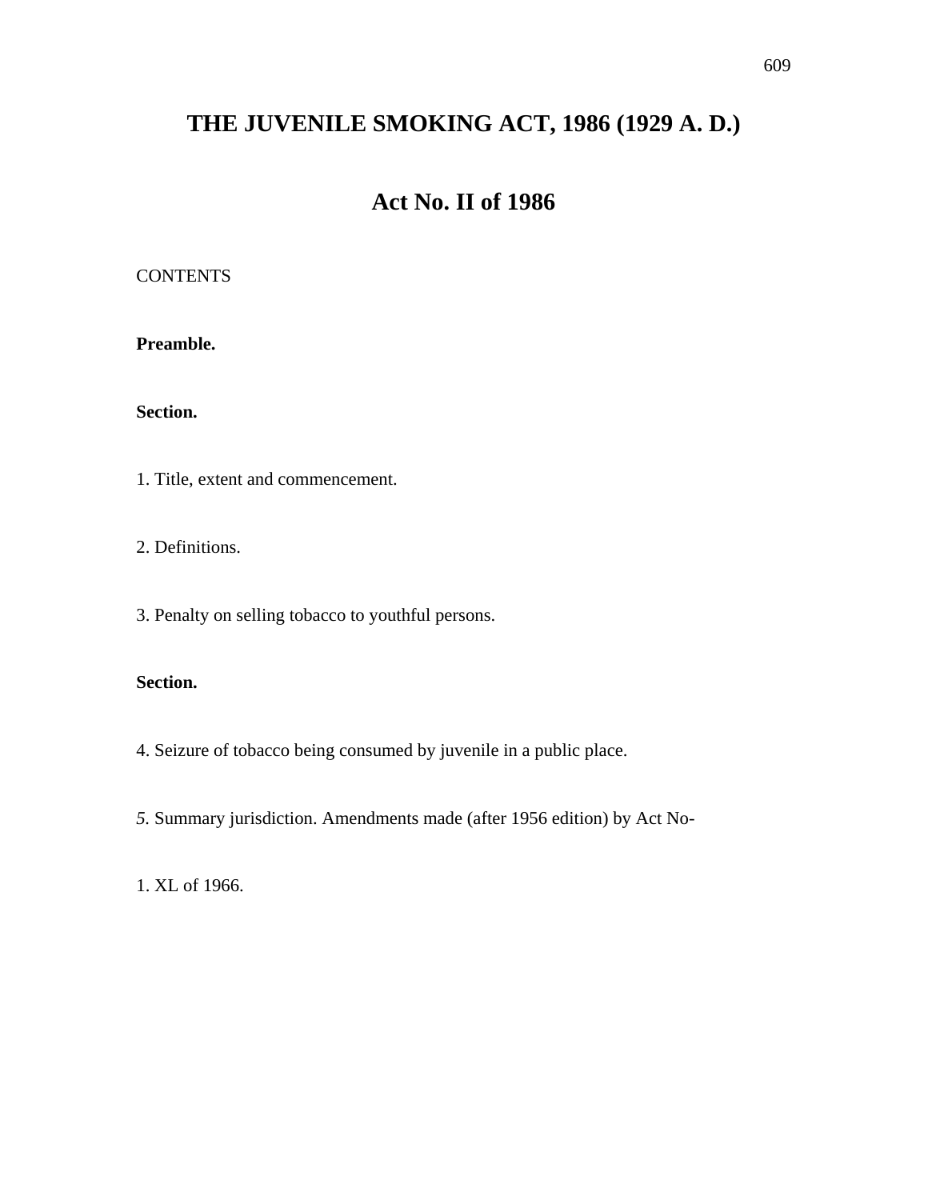# THE JUVENILE SMOKING ACT, 1986 (1929 A. D.)

## Act No. II of 1986

CONTENTS

**Preamble.**

**Section.**

1. Title, extent and commencement.

2. Definitions.

3. Penalty on selling tobacco to youthful persons.

**Section.**

4. Seizure of tobacco being consumed by juvenile in a public place.

*5.* Summary jurisdiction. Amendments made (after 1956 edition) by Act No-

1. XL of 1966.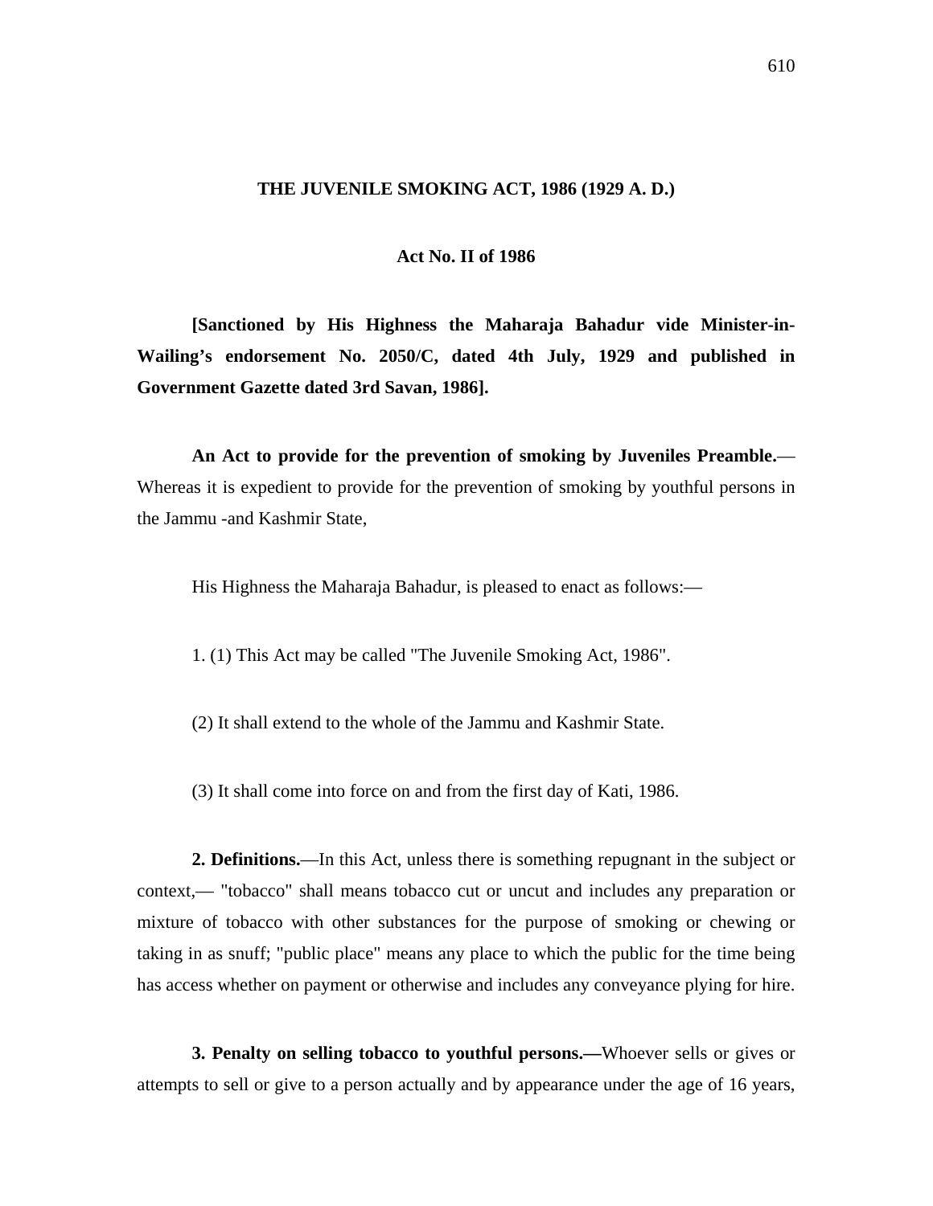**THE JUVENILE SMOKING ACT, 1986 (1929 A. D.)**

**Act No. II of 1986**

**[Sanctioned by His Highness the Maharaja Bahadur vide Minister-in-Wailing's endorsement No. 2050/C, dated 4th July, 1929 and published in Government Gazette dated 3rd Savan, 1986].**

**An Act to provide for the prevention of smoking by Juveniles Preamble.**—Whereas it is expedient to provide for the prevention of smoking by youthful persons in the Jammu -and Kashmir State,

His Highness the Maharaja Bahadur, is pleased to enact as follows:—

1. (1) This Act may be called "The Juvenile Smoking Act, 1986".

(2) It shall extend to the whole of the Jammu and Kashmir State.

(3) It shall come into force on and from the first day of Kati, 1986.

**2. Definitions.**—In this Act, unless there is something repugnant in the subject or context,— "tobacco" shall means tobacco cut or uncut and includes any preparation or mixture of tobacco with other substances for the purpose of smoking or chewing or taking in as snuff; "public place" means any place to which the public for the time being has access whether on payment or otherwise and includes any conveyance plying for hire.

**3. Penalty on selling tobacco to youthful persons.—**Whoever sells or gives or attempts to sell or give to a person actually and by appearance under the age of 16 years,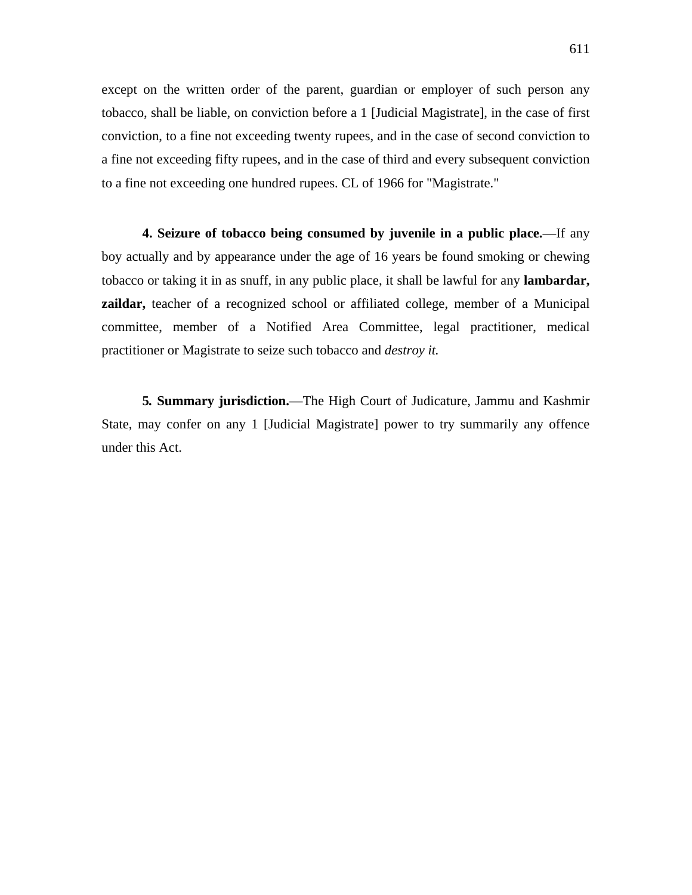except on the written order of the parent, guardian or employer of such person any tobacco, shall be liable, on conviction before a 1 [Judicial Magistrate], in the case of first conviction, to a fine not exceeding twenty rupees, and in the case of second conviction to a fine not exceeding fifty rupees, and in the case of third and every subsequent conviction to a fine not exceeding one hundred rupees. CL of 1966 for "Magistrate."

**4. Seizure of tobacco being consumed by juvenile in a public place.**—If any boy actually and by appearance under the age of 16 years be found smoking or chewing tobacco or taking it in as snuff, in any public place, it shall be lawful for any **lambardar, zaildar,** teacher of a recognized school or affiliated college, member of a Municipal committee, member of a Notified Area Committee, legal practitioner, medical practitioner or Magistrate to seize such tobacco and *destroy it.*

**5. Summary jurisdiction.**—The High Court of Judicature, Jammu and Kashmir State, may confer on any 1 [Judicial Magistrate] power to try summarily any offence under this Act.